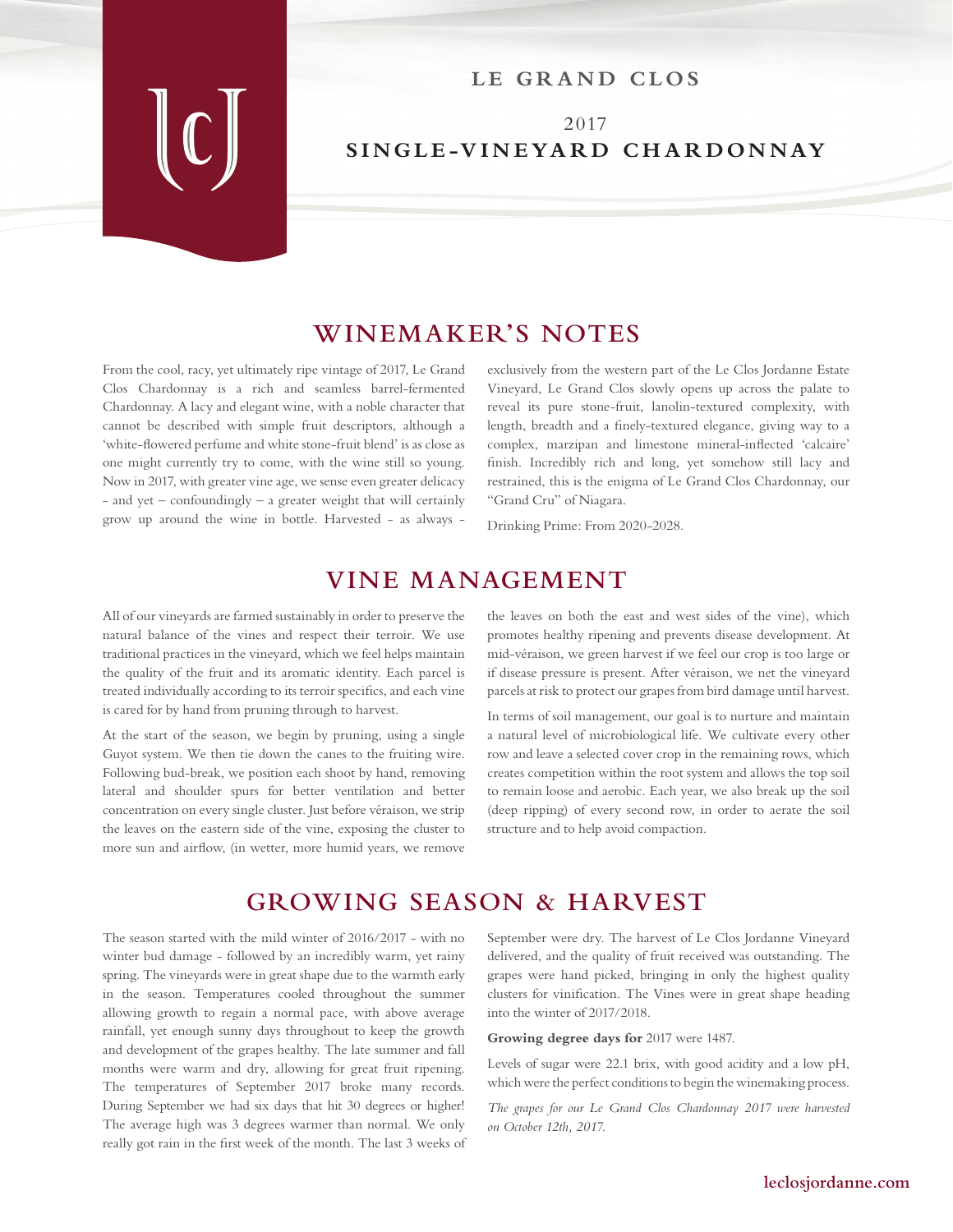# LE GRAND CLOS

## 2017
## SINGLE-VINEYARD CHARDONNAY

## WINEMAKER'S NOTES

From the cool, racy, yet ultimately ripe vintage of 2017, Le Grand Clos Chardonnay is a rich and seamless barrel-fermented Chardonnay. A lacy and elegant wine, with a noble character that cannot be described with simple fruit descriptors, although a 'white-flowered perfume and white stone-fruit blend' is as close as one might currently try to come, with the wine still so young. Now in 2017, with greater vine age, we sense even greater delicacy - and yet – confoundingly – a greater weight that will certainly grow up around the wine in bottle. Harvested - as always - exclusively from the western part of the Le Clos Jordanne Estate Vineyard, Le Grand Clos slowly opens up across the palate to reveal its pure stone-fruit, lanolin-textured complexity, with length, breadth and a finely-textured elegance, giving way to a complex, marzipan and limestone mineral-inflected 'calcaire' finish. Incredibly rich and long, yet somehow still lacy and restrained, this is the enigma of Le Grand Clos Chardonnay, our "Grand Cru" of Niagara.

Drinking Prime: From 2020-2028.

## VINE MANAGEMENT

All of our vineyards are farmed sustainably in order to preserve the natural balance of the vines and respect their terroir. We use traditional practices in the vineyard, which we feel helps maintain the quality of the fruit and its aromatic identity. Each parcel is treated individually according to its terroir specifics, and each vine is cared for by hand from pruning through to harvest.

At the start of the season, we begin by pruning, using a single Guyot system. We then tie down the canes to the fruiting wire. Following bud-break, we position each shoot by hand, removing lateral and shoulder spurs for better ventilation and better concentration on every single cluster. Just before véraison, we strip the leaves on the eastern side of the vine, exposing the cluster to more sun and airflow, (in wetter, more humid years, we remove the leaves on both the east and west sides of the vine), which promotes healthy ripening and prevents disease development. At mid-véraison, we green harvest if we feel our crop is too large or if disease pressure is present. After véraison, we net the vineyard parcels at risk to protect our grapes from bird damage until harvest.

In terms of soil management, our goal is to nurture and maintain a natural level of microbiological life. We cultivate every other row and leave a selected cover crop in the remaining rows, which creates competition within the root system and allows the top soil to remain loose and aerobic. Each year, we also break up the soil (deep ripping) of every second row, in order to aerate the soil structure and to help avoid compaction.

## GROWING SEASON & HARVEST

The season started with the mild winter of 2016/2017 - with no winter bud damage - followed by an incredibly warm, yet rainy spring. The vineyards were in great shape due to the warmth early in the season. Temperatures cooled throughout the summer allowing growth to regain a normal pace, with above average rainfall, yet enough sunny days throughout to keep the growth and development of the grapes healthy. The late summer and fall months were warm and dry, allowing for great fruit ripening. The temperatures of September 2017 broke many records. During September we had six days that hit 30 degrees or higher! The average high was 3 degrees warmer than normal. We only really got rain in the first week of the month. The last 3 weeks of September were dry. The harvest of Le Clos Jordanne Vineyard delivered, and the quality of fruit received was outstanding. The grapes were hand picked, bringing in only the highest quality clusters for vinification. The Vines were in great shape heading into the winter of 2017/2018.

**Growing degree days for** 2017 were 1487.

Levels of sugar were 22.1 brix, with good acidity and a low pH, which were the perfect conditions to begin the winemaking process.

*The grapes for our Le Grand Clos Chardonnay 2017 were harvested on October 12th, 2017.*

leclosjordanne.com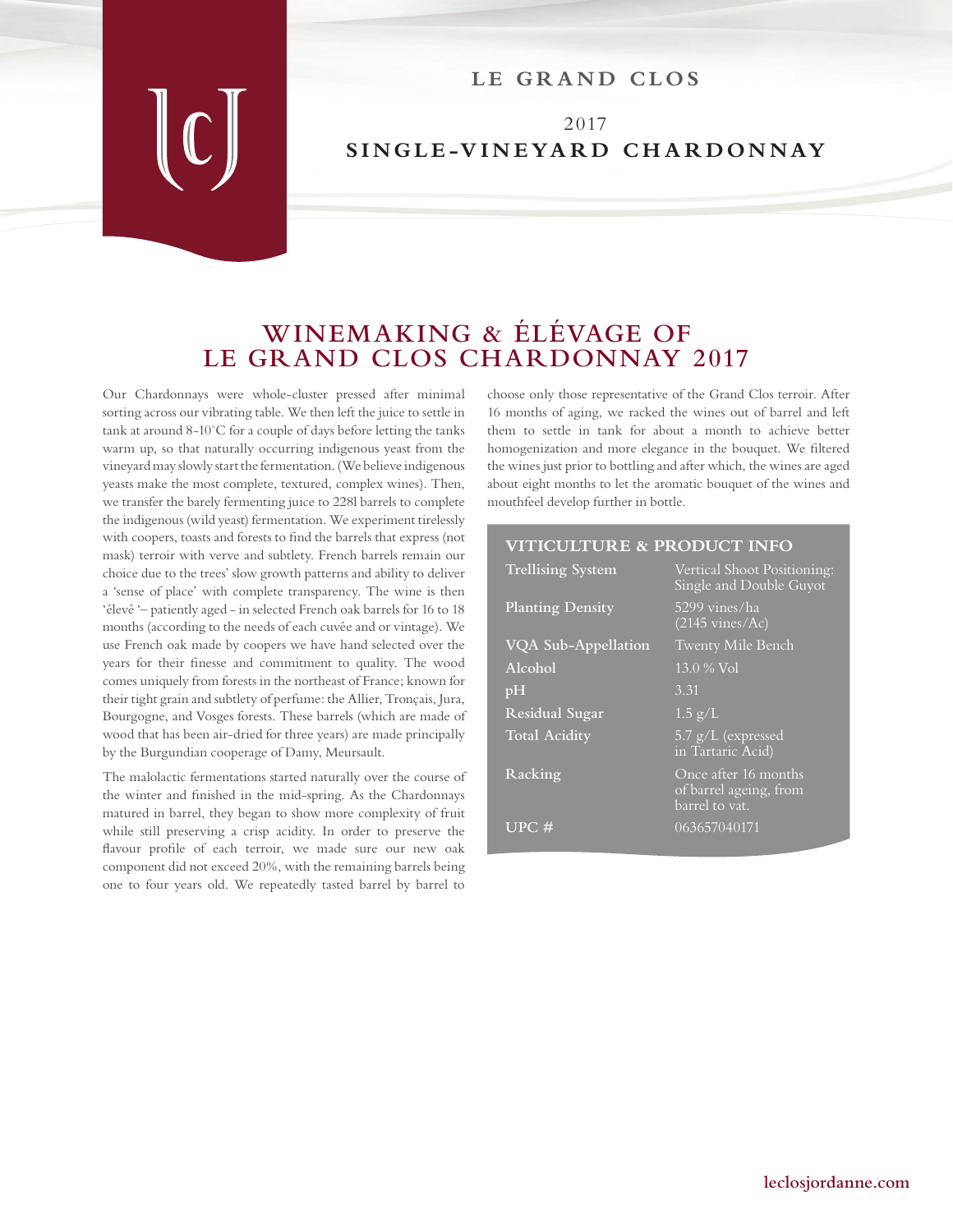# LE GRAND CLOS

2017

## SINGLE-VINEYARD CHARDONNAY

## WINEMAKING & ÉLÉVAGE OF LE GRAND CLOS CHARDONNAY 2017

Our Chardonnays were whole-cluster pressed after minimal sorting across our vibrating table. We then left the juice to settle in tank at around 8-10˚C for a couple of days before letting the tanks warm up, so that naturally occurring indigenous yeast from the vineyard may slowly start the fermentation. (We believe indigenous yeasts make the most complete, textured, complex wines). Then, we transfer the barely fermenting juice to 228l barrels to complete the indigenous (wild yeast) fermentation. We experiment tirelessly with coopers, toasts and forests to find the barrels that express (not mask) terroir with verve and subtlety. French barrels remain our choice due to the trees' slow growth patterns and ability to deliver a 'sense of place' with complete transparency. The wine is then 'élévé '– patiently aged - in selected French oak barrels for 16 to 18 months (according to the needs of each cuvée and or vintage). We use French oak made by coopers we have hand selected over the years for their finesse and commitment to quality. The wood comes uniquely from forests in the northeast of France; known for their tight grain and subtlety of perfume: the Allier, Tronçais, Jura, Bourgogne, and Vosges forests. These barrels (which are made of wood that has been air-dried for three years) are made principally by the Burgundian cooperage of Damy, Meursault.

The malolactic fermentations started naturally over the course of the winter and finished in the mid-spring. As the Chardonnays matured in barrel, they began to show more complexity of fruit while still preserving a crisp acidity. In order to preserve the flavour profile of each terroir, we made sure our new oak component did not exceed 20%, with the remaining barrels being one to four years old. We repeatedly tasted barrel by barrel to choose only those representative of the Grand Clos terroir. After 16 months of aging, we racked the wines out of barrel and left them to settle in tank for about a month to achieve better homogenization and more elegance in the bouquet. We filtered the wines just prior to bottling and after which, the wines are aged about eight months to let the aromatic bouquet of the wines and mouthfeel develop further in bottle.

### VITICULTURE & PRODUCT INFO

| | |
|---|---|
| Trellising System | Vertical Shoot Positioning: Single and Double Guyot |
| Planting Density | 5299 vines/ha (2145 vines/Ac) |
| VQA Sub-Appellation | Twenty Mile Bench |
| Alcohol | 13.0 % Vol |
| pH | 3.31 |
| Residual Sugar | 1.5 g/L |
| Total Acidity | 5.7 g/L (expressed in Tartaric Acid) |
| Racking | Once after 16 months of barrel ageing, from barrel to vat. |
| UPC # | 063657040171 |

leclosjordanne.com